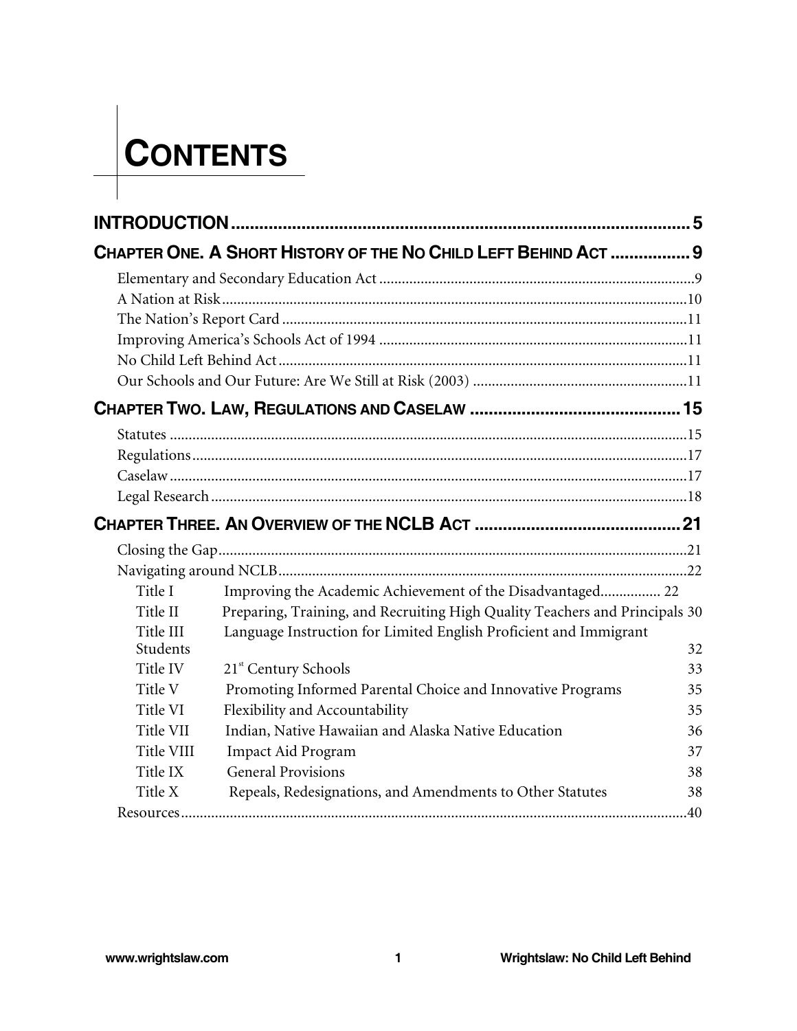# CONTENTS

**INTRODUCTION** .................................................................................................. **5**

**CHAPTER ONE. A SHORT HISTORY OF THE NO CHILD LEFT BEHIND ACT** ................. **9**

- Elementary and Secondary Education Act ..................................................................................9
- A Nation at Risk ..........................................................................................................................10
- The Nation's Report Card ...........................................................................................................11
- Improving America's Schools Act of 1994 .................................................................................11
- No Child Left Behind Act ............................................................................................................11
- Our Schools and Our Future: Are We Still at Risk (2003) .........................................................11

**CHAPTER TWO. LAW, REGULATIONS AND CASELAW** ............................................. **15**

- Statutes ........................................................................................................................................15
- Regulations ..................................................................................................................................17
- Caselaw ........................................................................................................................................17
- Legal Research .............................................................................................................................18

**CHAPTER THREE. AN OVERVIEW OF THE NCLB ACT** ............................................ **21**

- Closing the Gap ...........................................................................................................................21
- Navigating around NCLB ............................................................................................................22
  - Title I — Improving the Academic Achievement of the Disadvantaged................ 22
  - Title II — Preparing, Training, and Recruiting High Quality Teachers and Principals 30
  - Title III — Language Instruction for Limited English Proficient and Immigrant Students 32
  - Title IV — 21st Century Schools 33
  - Title V — Promoting Informed Parental Choice and Innovative Programs 35
  - Title VI — Flexibility and Accountability 35
  - Title VII — Indian, Native Hawaiian and Alaska Native Education 36
  - Title VIII — Impact Aid Program 37
  - Title IX — General Provisions 38
  - Title X — Repeals, Redesignations, and Amendments to Other Statutes 38
- Resources ......................................................................................................................................40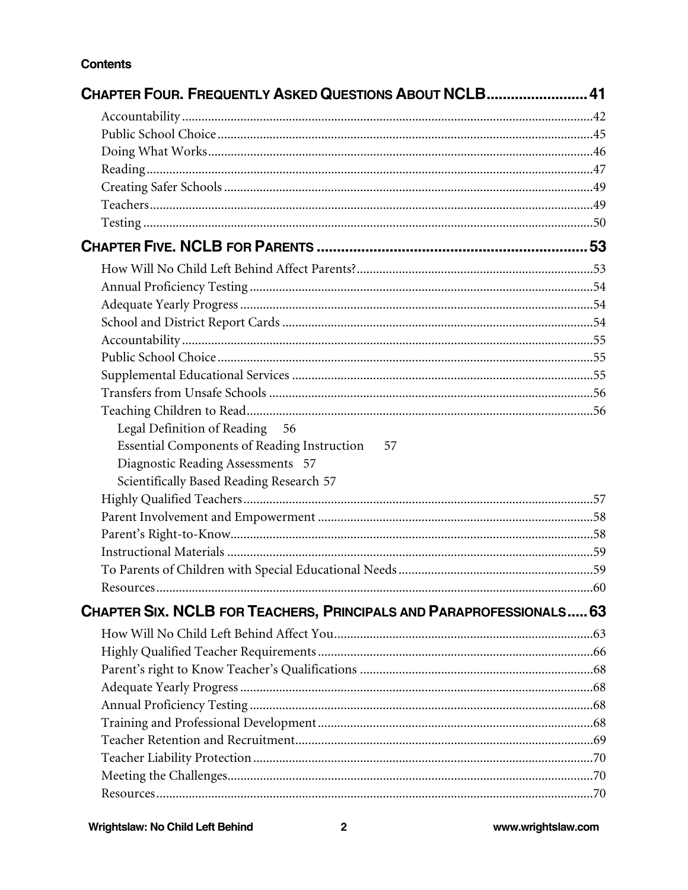**Contents**

## Chapter Four. Frequently Asked Questions About NCLB ......................... 41

Accountability ............................................................................................................... 42
Public School Choice ................................................................................................... 45
Doing What Works ....................................................................................................... 46
Reading ......................................................................................................................... 47
Creating Safer Schools ................................................................................................. 49
Teachers ........................................................................................................................ 49
Testing ........................................................................................................................... 50

## Chapter Five. NCLB for Parents ................................................................... 53

How Will No Child Left Behind Affect Parents? ......................................................... 53
Annual Proficiency Testing .......................................................................................... 54
Adequate Yearly Progress ............................................................................................ 54
School and District Report Cards ............................................................................... 54
Accountability ............................................................................................................... 55
Public School Choice ................................................................................................... 55
Supplemental Educational Services ............................................................................ 55
Transfers from Unsafe Schools ................................................................................... 56
Teaching Children to Read .......................................................................................... 56
  Legal Definition of Reading 56
  Essential Components of Reading Instruction 57
  Diagnostic Reading Assessments 57
  Scientifically Based Reading Research 57
Highly Qualified Teachers ........................................................................................... 57
Parent Involvement and Empowerment ..................................................................... 58
Parent's Right-to-Know ................................................................................................ 58
Instructional Materials ................................................................................................. 59
To Parents of Children with Special Educational Needs ............................................ 59
Resources ...................................................................................................................... 60

## Chapter Six. NCLB for Teachers, Principals and Paraprofessionals ..... 63

How Will No Child Left Behind Affect You ................................................................. 63
Highly Qualified Teacher Requirements ..................................................................... 66
Parent's right to Know Teacher's Qualifications ........................................................ 68
Adequate Yearly Progress ............................................................................................ 68
Annual Proficiency Testing .......................................................................................... 68
Training and Professional Development ..................................................................... 68
Teacher Retention and Recruitment ............................................................................ 69
Teacher Liability Protection ........................................................................................ 70
Meeting the Challenges ................................................................................................ 70
Resources ...................................................................................................................... 70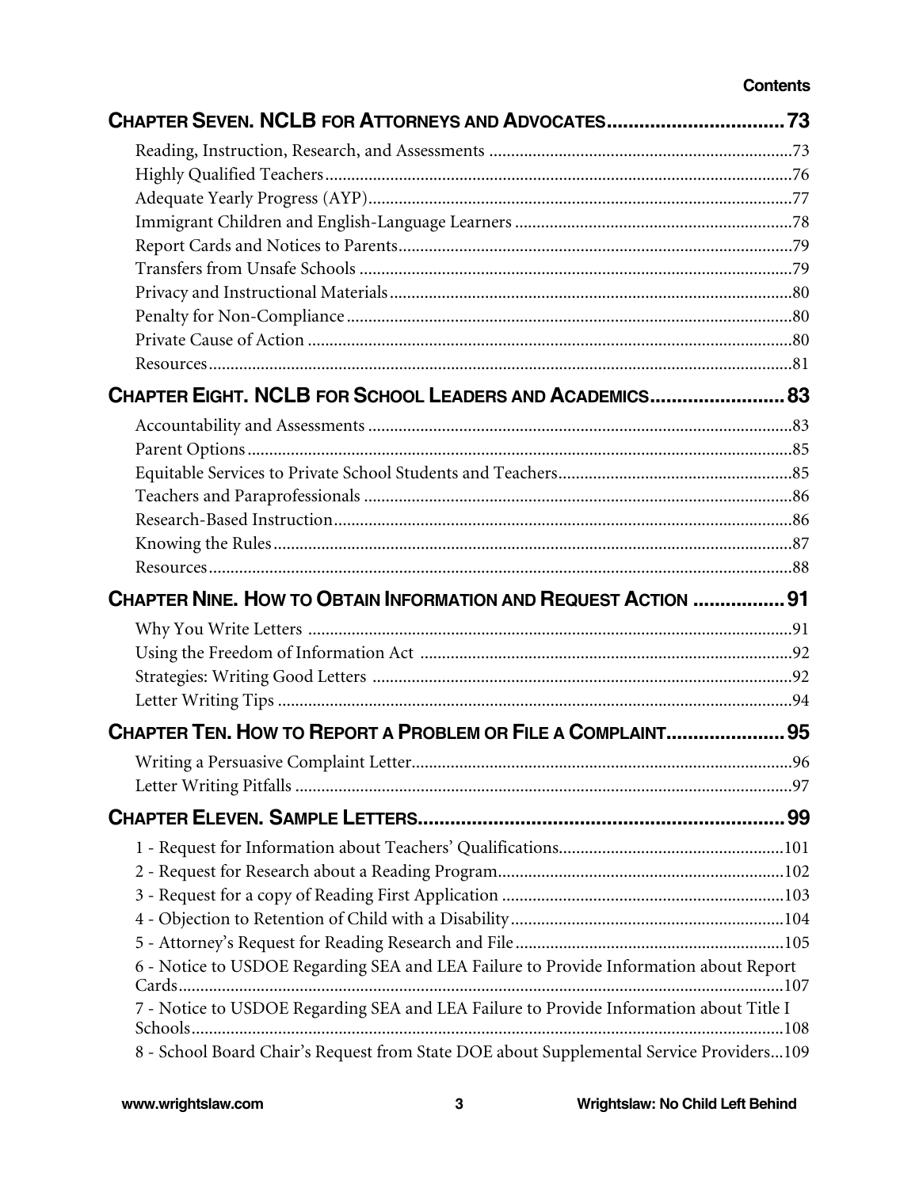# Contents

## CHAPTER SEVEN. NCLB FOR ATTORNEYS AND ADVOCATES ........ 73

- Reading, Instruction, Research, and Assessments ........ 73
- Highly Qualified Teachers ........ 76
- Adequate Yearly Progress (AYP) ........ 77
- Immigrant Children and English-Language Learners ........ 78
- Report Cards and Notices to Parents ........ 79
- Transfers from Unsafe Schools ........ 79
- Privacy and Instructional Materials ........ 80
- Penalty for Non-Compliance ........ 80
- Private Cause of Action ........ 80
- Resources ........ 81

## CHAPTER EIGHT. NCLB FOR SCHOOL LEADERS AND ACADEMICS ........ 83

- Accountability and Assessments ........ 83
- Parent Options ........ 85
- Equitable Services to Private School Students and Teachers ........ 85
- Teachers and Paraprofessionals ........ 86
- Research-Based Instruction ........ 86
- Knowing the Rules ........ 87
- Resources ........ 88

## CHAPTER NINE. HOW TO OBTAIN INFORMATION AND REQUEST ACTION ........ 91

- Why You Write Letters ........ 91
- Using the Freedom of Information Act ........ 92
- Strategies: Writing Good Letters ........ 92
- Letter Writing Tips ........ 94

## CHAPTER TEN. HOW TO REPORT A PROBLEM OR FILE A COMPLAINT ........ 95

- Writing a Persuasive Complaint Letter ........ 96
- Letter Writing Pitfalls ........ 97

## CHAPTER ELEVEN. SAMPLE LETTERS ........ 99

- 1 - Request for Information about Teachers' Qualifications ........ 101
- 2 - Request for Research about a Reading Program ........ 102
- 3 - Request for a copy of Reading First Application ........ 103
- 4 - Objection to Retention of Child with a Disability ........ 104
- 5 - Attorney's Request for Reading Research and File ........ 105
- 6 - Notice to USDOE Regarding SEA and LEA Failure to Provide Information about Report Cards ........ 107
- 7 - Notice to USDOE Regarding SEA and LEA Failure to Provide Information about Title I Schools ........ 108
- 8 - School Board Chair's Request from State DOE about Supplemental Service Providers ... 109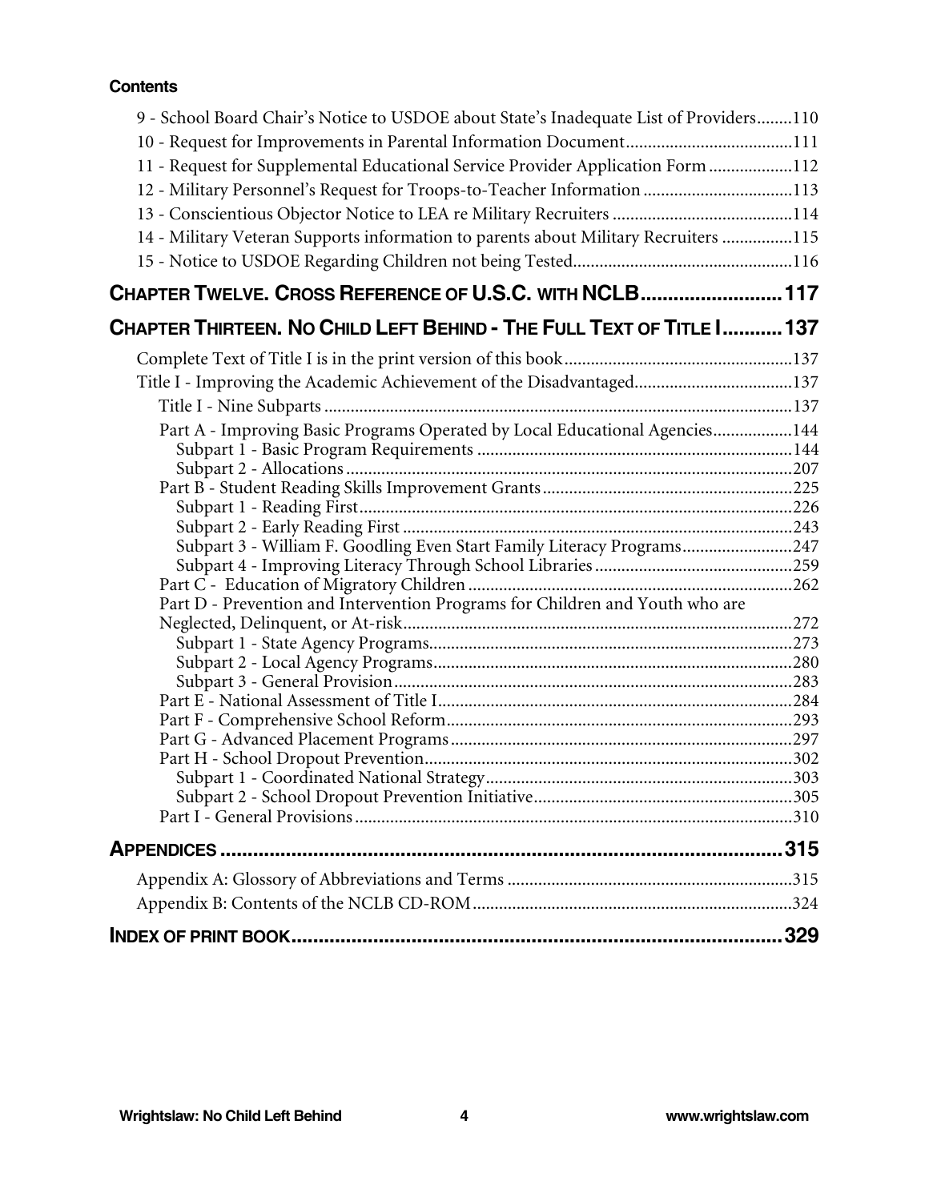**Contents**

9 - School Board Chair's Notice to USDOE about State's Inadequate List of Providers........110
10 - Request for Improvements in Parental Information Document......................................111
11 - Request for Supplemental Educational Service Provider Application Form...................112
12 - Military Personnel's Request for Troops-to-Teacher Information..................................113
13 - Conscientious Objector Notice to LEA re Military Recruiters..........................................114
14 - Military Veteran Supports information to parents about Military Recruiters ................115
15 - Notice to USDOE Regarding Children not being Tested..................................................116

## CHAPTER TWELVE. CROSS REFERENCE OF U.S.C. WITH NCLB..........................117

## CHAPTER THIRTEEN. NO CHILD LEFT BEHIND - THE FULL TEXT OF TITLE I...........137

Complete Text of Title I is in the print version of this book....................................................137
Title I - Improving the Academic Achievement of the Disadvantaged....................................137
- Title I - Nine Subparts ..........................................................................................................137
- Part A - Improving Basic Programs Operated by Local Educational Agencies..................144
  - Subpart 1 - Basic Program Requirements ........................................................................144
  - Subpart 2 - Allocations ......................................................................................................207
- Part B - Student Reading Skills Improvement Grants..........................................................225
  - Subpart 1 - Reading First...................................................................................................226
  - Subpart 2 - Early Reading First .........................................................................................243
  - Subpart 3 - William F. Goodling Even Start Family Literacy Programs.........................247
  - Subpart 4 - Improving Literacy Through School Libraries .............................................259
- Part C - Education of Migratory Children ..........................................................................262
- Part D - Prevention and Intervention Programs for Children and Youth who are Neglected, Delinquent, or At-risk.........................................................................................272
  - Subpart 1 - State Agency Programs...................................................................................273
  - Subpart 2 - Local Agency Programs..................................................................................280
  - Subpart 3 - General Provision...........................................................................................283
- Part E - National Assessment of Title I.................................................................................284
- Part F - Comprehensive School Reform...............................................................................293
- Part G - Advanced Placement Programs..............................................................................297
- Part H - School Dropout Prevention....................................................................................302
  - Subpart 1 - Coordinated National Strategy......................................................................303
  - Subpart 2 - School Dropout Prevention Initiative...........................................................305
- Part I - General Provisions ....................................................................................................310

## APPENDICES .........................................................................................................315

Appendix A: Glossory of Abbreviations and Terms .................................................................315
Appendix B: Contents of the NCLB CD-ROM.........................................................................324

## INDEX OF PRINT BOOK.............................................................................................329